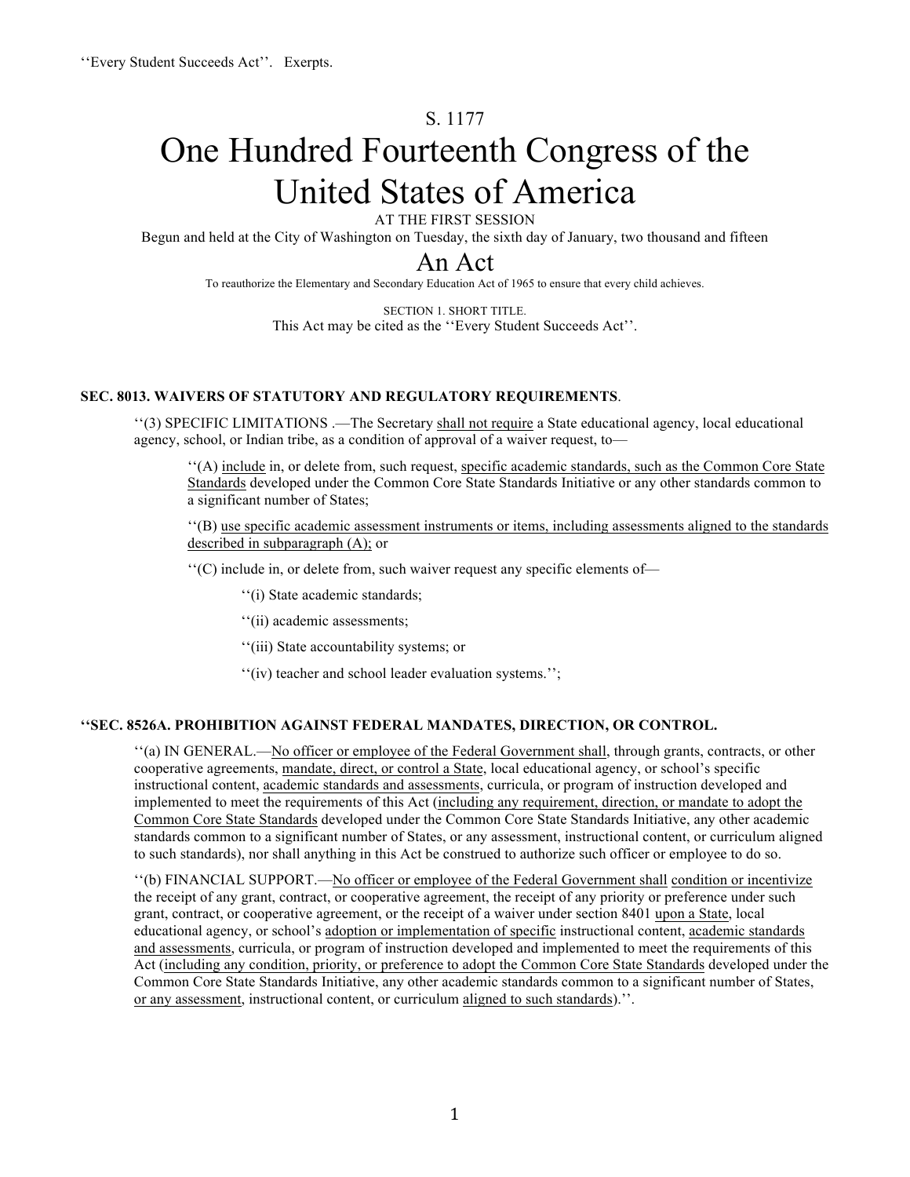''Every Student Succeeds Act''. Exerpts.

S. 1177

# One Hundred Fourteenth Congress of the United States of America

AT THE FIRST SESSION

Begun and held at the City of Washington on Tuesday, the sixth day of January, two thousand and fifteen

# An Act

To reauthorize the Elementary and Secondary Education Act of 1965 to ensure that every child achieves.

SECTION 1. SHORT TITLE.

This Act may be cited as the ''Every Student Succeeds Act''.

**SEC. 8013. WAIVERS OF STATUTORY AND REGULATORY REQUIREMENTS**.

''(3) SPECIFIC LIMITATIONS .—The Secretary shall not require a State educational agency, local educational agency, school, or Indian tribe, as a condition of approval of a waiver request, to—

''(A) include in, or delete from, such request, specific academic standards, such as the Common Core State Standards developed under the Common Core State Standards Initiative or any other standards common to a significant number of States;

''(B) use specific academic assessment instruments or items, including assessments aligned to the standards described in subparagraph (A); or

''(C) include in, or delete from, such waiver request any specific elements of—

''(i) State academic standards;

''(ii) academic assessments;

''(iii) State accountability systems; or

''(iv) teacher and school leader evaluation systems.'';

**''SEC. 8526A. PROHIBITION AGAINST FEDERAL MANDATES, DIRECTION, OR CONTROL.**

''(a) IN GENERAL.—No officer or employee of the Federal Government shall, through grants, contracts, or other cooperative agreements, mandate, direct, or control a State, local educational agency, or school's specific instructional content, academic standards and assessments, curricula, or program of instruction developed and implemented to meet the requirements of this Act (including any requirement, direction, or mandate to adopt the Common Core State Standards developed under the Common Core State Standards Initiative, any other academic standards common to a significant number of States, or any assessment, instructional content, or curriculum aligned to such standards), nor shall anything in this Act be construed to authorize such officer or employee to do so.

''(b) FINANCIAL SUPPORT.—No officer or employee of the Federal Government shall condition or incentivize the receipt of any grant, contract, or cooperative agreement, the receipt of any priority or preference under such grant, contract, or cooperative agreement, or the receipt of a waiver under section 8401 upon a State, local educational agency, or school's adoption or implementation of specific instructional content, academic standards and assessments, curricula, or program of instruction developed and implemented to meet the requirements of this Act (including any condition, priority, or preference to adopt the Common Core State Standards developed under the Common Core State Standards Initiative, any other academic standards common to a significant number of States, or any assessment, instructional content, or curriculum aligned to such standards).''.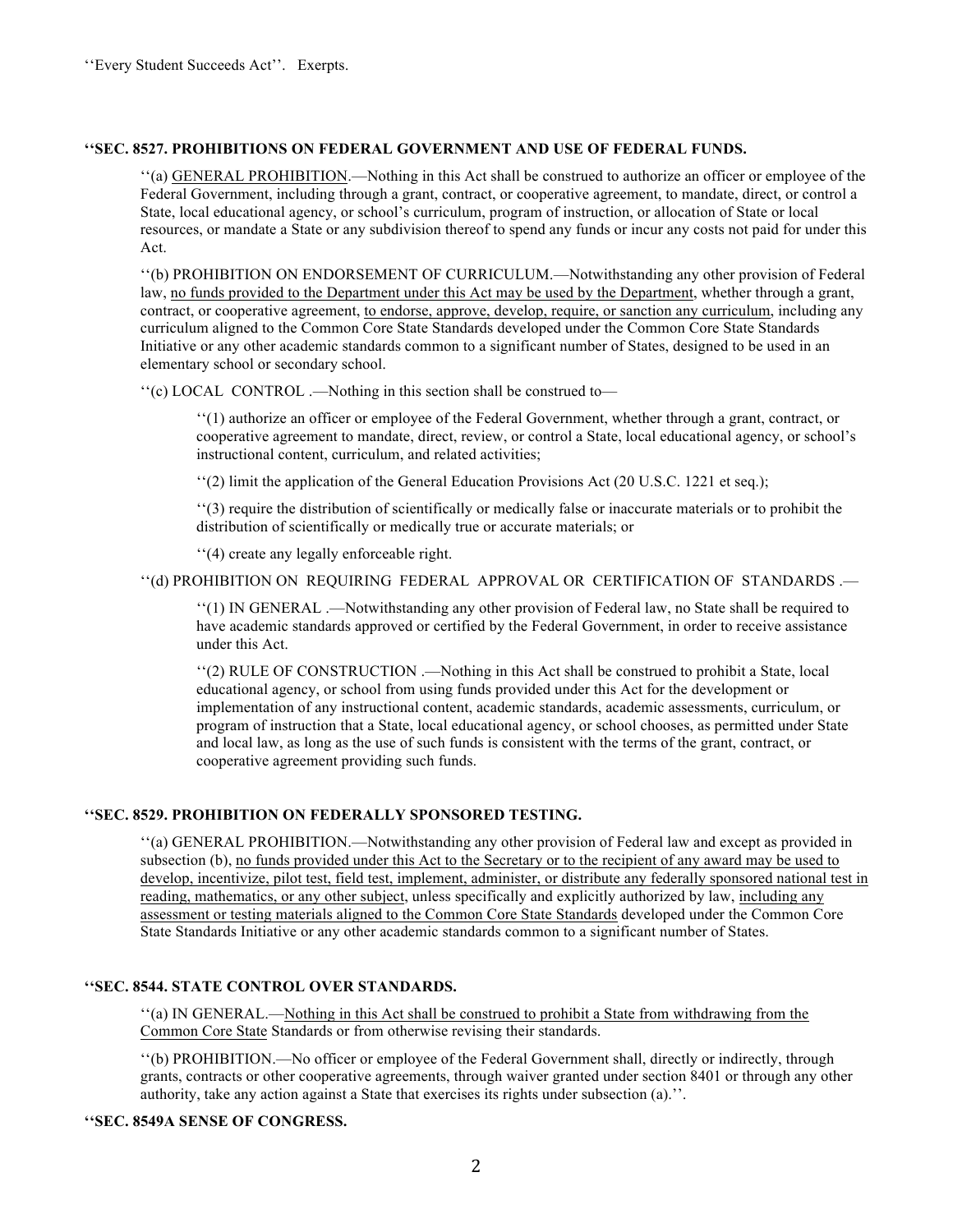''Every Student Succeeds Act''. Exerpts.

### ''SEC. 8527. PROHIBITIONS ON FEDERAL GOVERNMENT AND USE OF FEDERAL FUNDS.

''(a) <u>GENERAL PROHIBITION</u>.—Nothing in this Act shall be construed to authorize an officer or employee of the Federal Government, including through a grant, contract, or cooperative agreement, to mandate, direct, or control a State, local educational agency, or school's curriculum, program of instruction, or allocation of State or local resources, or mandate a State or any subdivision thereof to spend any funds or incur any costs not paid for under this Act.

''(b) PROHIBITION ON ENDORSEMENT OF CURRICULUM.—Notwithstanding any other provision of Federal law, <u>no funds provided to the Department under this Act may be used by the Department</u>, whether through a grant, contract, or cooperative agreement, <u>to endorse, approve, develop, require, or sanction any curriculum</u>, including any curriculum aligned to the Common Core State Standards developed under the Common Core State Standards Initiative or any other academic standards common to a significant number of States, designed to be used in an elementary school or secondary school.

''(c) LOCAL CONTROL .—Nothing in this section shall be construed to—

> ''(1) authorize an officer or employee of the Federal Government, whether through a grant, contract, or cooperative agreement to mandate, direct, review, or control a State, local educational agency, or school's instructional content, curriculum, and related activities;
>
> ''(2) limit the application of the General Education Provisions Act (20 U.S.C. 1221 et seq.);
>
> ''(3) require the distribution of scientifically or medically false or inaccurate materials or to prohibit the distribution of scientifically or medically true or accurate materials; or
>
> ''(4) create any legally enforceable right.

''(d) PROHIBITION ON REQUIRING FEDERAL APPROVAL OR CERTIFICATION OF STANDARDS .—

> ''(1) IN GENERAL .—Notwithstanding any other provision of Federal law, no State shall be required to have academic standards approved or certified by the Federal Government, in order to receive assistance under this Act.
>
> ''(2) RULE OF CONSTRUCTION .—Nothing in this Act shall be construed to prohibit a State, local educational agency, or school from using funds provided under this Act for the development or implementation of any instructional content, academic standards, academic assessments, curriculum, or program of instruction that a State, local educational agency, or school chooses, as permitted under State and local law, as long as the use of such funds is consistent with the terms of the grant, contract, or cooperative agreement providing such funds.

### ''SEC. 8529. PROHIBITION ON FEDERALLY SPONSORED TESTING.

''(a) GENERAL PROHIBITION.—Notwithstanding any other provision of Federal law and except as provided in subsection (b), <u>no funds provided under this Act to the Secretary or to the recipient of any award may be used to develop, incentivize, pilot test, field test, implement, administer, or distribute any federally sponsored national test in reading, mathematics, or any other subject</u>, unless specifically and explicitly authorized by law, <u>including any assessment or testing materials aligned to the Common Core State Standards</u> developed under the Common Core State Standards Initiative or any other academic standards common to a significant number of States.

### ''SEC. 8544. STATE CONTROL OVER STANDARDS.

''(a) IN GENERAL.—<u>Nothing in this Act shall be construed to prohibit a State from withdrawing from the Common Core State</u> Standards or from otherwise revising their standards.

''(b) PROHIBITION.—No officer or employee of the Federal Government shall, directly or indirectly, through grants, contracts or other cooperative agreements, through waiver granted under section 8401 or through any other authority, take any action against a State that exercises its rights under subsection (a).''.

### ''SEC. 8549A SENSE OF CONGRESS.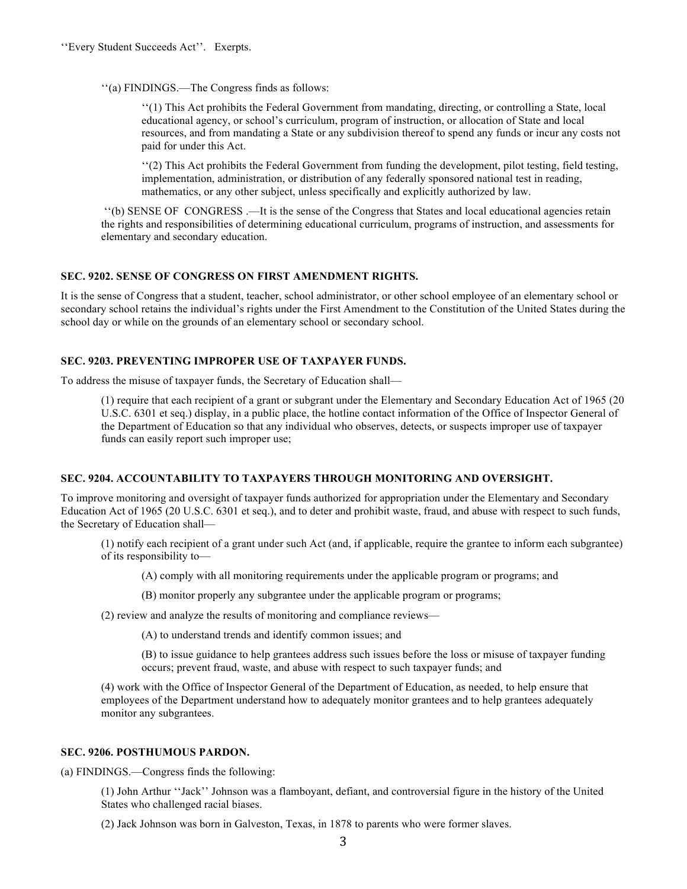''Every Student Succeeds Act''. Exerpts.

''(a) FINDINGS.—The Congress finds as follows:

''(1) This Act prohibits the Federal Government from mandating, directing, or controlling a State, local educational agency, or school's curriculum, program of instruction, or allocation of State and local resources, and from mandating a State or any subdivision thereof to spend any funds or incur any costs not paid for under this Act.

''(2) This Act prohibits the Federal Government from funding the development, pilot testing, field testing, implementation, administration, or distribution of any federally sponsored national test in reading, mathematics, or any other subject, unless specifically and explicitly authorized by law.

''(b) SENSE OF CONGRESS .—It is the sense of the Congress that States and local educational agencies retain the rights and responsibilities of determining educational curriculum, programs of instruction, and assessments for elementary and secondary education.

**SEC. 9202. SENSE OF CONGRESS ON FIRST AMENDMENT RIGHTS.**

It is the sense of Congress that a student, teacher, school administrator, or other school employee of an elementary school or secondary school retains the individual's rights under the First Amendment to the Constitution of the United States during the school day or while on the grounds of an elementary school or secondary school.

**SEC. 9203. PREVENTING IMPROPER USE OF TAXPAYER FUNDS.**

To address the misuse of taxpayer funds, the Secretary of Education shall—

(1) require that each recipient of a grant or subgrant under the Elementary and Secondary Education Act of 1965 (20 U.S.C. 6301 et seq.) display, in a public place, the hotline contact information of the Office of Inspector General of the Department of Education so that any individual who observes, detects, or suspects improper use of taxpayer funds can easily report such improper use;

**SEC. 9204. ACCOUNTABILITY TO TAXPAYERS THROUGH MONITORING AND OVERSIGHT.**

To improve monitoring and oversight of taxpayer funds authorized for appropriation under the Elementary and Secondary Education Act of 1965 (20 U.S.C. 6301 et seq.), and to deter and prohibit waste, fraud, and abuse with respect to such funds, the Secretary of Education shall—

(1) notify each recipient of a grant under such Act (and, if applicable, require the grantee to inform each subgrantee) of its responsibility to—

(A) comply with all monitoring requirements under the applicable program or programs; and

(B) monitor properly any subgrantee under the applicable program or programs;

(2) review and analyze the results of monitoring and compliance reviews—

(A) to understand trends and identify common issues; and

(B) to issue guidance to help grantees address such issues before the loss or misuse of taxpayer funding occurs; prevent fraud, waste, and abuse with respect to such taxpayer funds; and

(4) work with the Office of Inspector General of the Department of Education, as needed, to help ensure that employees of the Department understand how to adequately monitor grantees and to help grantees adequately monitor any subgrantees.

**SEC. 9206. POSTHUMOUS PARDON.**

(a) FINDINGS.—Congress finds the following:

(1) John Arthur ''Jack'' Johnson was a flamboyant, defiant, and controversial figure in the history of the United States who challenged racial biases.

(2) Jack Johnson was born in Galveston, Texas, in 1878 to parents who were former slaves.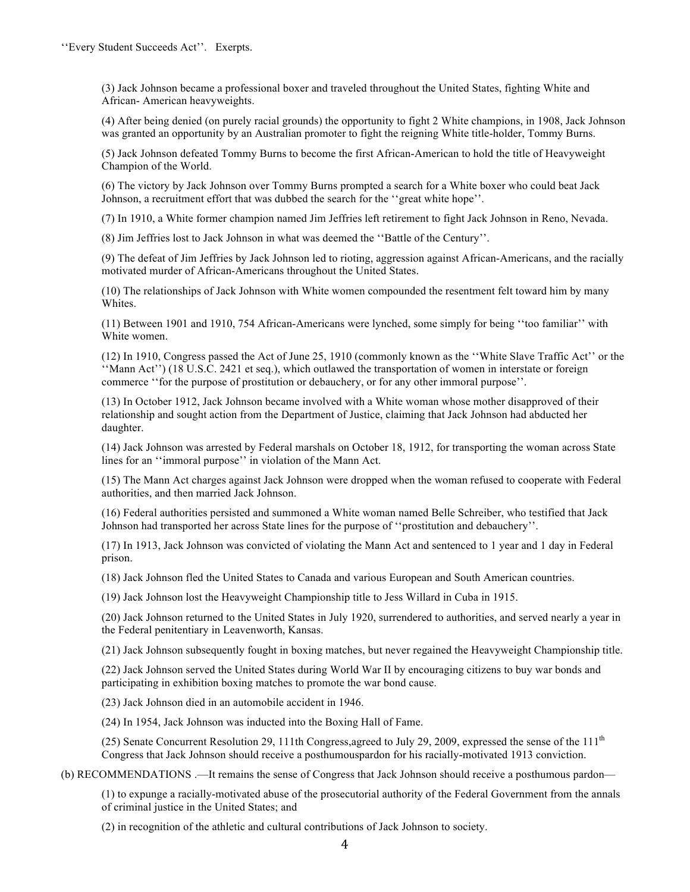(3) Jack Johnson became a professional boxer and traveled throughout the United States, fighting White and African- American heavyweights.

(4) After being denied (on purely racial grounds) the opportunity to fight 2 White champions, in 1908, Jack Johnson was granted an opportunity by an Australian promoter to fight the reigning White title-holder, Tommy Burns.

(5) Jack Johnson defeated Tommy Burns to become the first African-American to hold the title of Heavyweight Champion of the World.

(6) The victory by Jack Johnson over Tommy Burns prompted a search for a White boxer who could beat Jack Johnson, a recruitment effort that was dubbed the search for the ''great white hope''.

(7) In 1910, a White former champion named Jim Jeffries left retirement to fight Jack Johnson in Reno, Nevada.

(8) Jim Jeffries lost to Jack Johnson in what was deemed the ''Battle of the Century''.

(9) The defeat of Jim Jeffries by Jack Johnson led to rioting, aggression against African-Americans, and the racially motivated murder of African-Americans throughout the United States.

(10) The relationships of Jack Johnson with White women compounded the resentment felt toward him by many Whites.

(11) Between 1901 and 1910, 754 African-Americans were lynched, some simply for being ''too familiar'' with White women.

(12) In 1910, Congress passed the Act of June 25, 1910 (commonly known as the ''White Slave Traffic Act'' or the ''Mann Act'') (18 U.S.C. 2421 et seq.), which outlawed the transportation of women in interstate or foreign commerce ''for the purpose of prostitution or debauchery, or for any other immoral purpose''.

(13) In October 1912, Jack Johnson became involved with a White woman whose mother disapproved of their relationship and sought action from the Department of Justice, claiming that Jack Johnson had abducted her daughter.

(14) Jack Johnson was arrested by Federal marshals on October 18, 1912, for transporting the woman across State lines for an ''immoral purpose'' in violation of the Mann Act.

(15) The Mann Act charges against Jack Johnson were dropped when the woman refused to cooperate with Federal authorities, and then married Jack Johnson.

(16) Federal authorities persisted and summoned a White woman named Belle Schreiber, who testified that Jack Johnson had transported her across State lines for the purpose of ''prostitution and debauchery''.

(17) In 1913, Jack Johnson was convicted of violating the Mann Act and sentenced to 1 year and 1 day in Federal prison.

(18) Jack Johnson fled the United States to Canada and various European and South American countries.

(19) Jack Johnson lost the Heavyweight Championship title to Jess Willard in Cuba in 1915.

(20) Jack Johnson returned to the United States in July 1920, surrendered to authorities, and served nearly a year in the Federal penitentiary in Leavenworth, Kansas.

(21) Jack Johnson subsequently fought in boxing matches, but never regained the Heavyweight Championship title.

(22) Jack Johnson served the United States during World War II by encouraging citizens to buy war bonds and participating in exhibition boxing matches to promote the war bond cause.

(23) Jack Johnson died in an automobile accident in 1946.

(24) In 1954, Jack Johnson was inducted into the Boxing Hall of Fame.

(25) Senate Concurrent Resolution 29, 111th Congress,agreed to July 29, 2009, expressed the sense of the 111th Congress that Jack Johnson should receive a posthumouspardon for his racially-motivated 1913 conviction.

(b) RECOMMENDATIONS .—It remains the sense of Congress that Jack Johnson should receive a posthumous pardon—

(1) to expunge a racially-motivated abuse of the prosecutorial authority of the Federal Government from the annals of criminal justice in the United States; and

(2) in recognition of the athletic and cultural contributions of Jack Johnson to society.